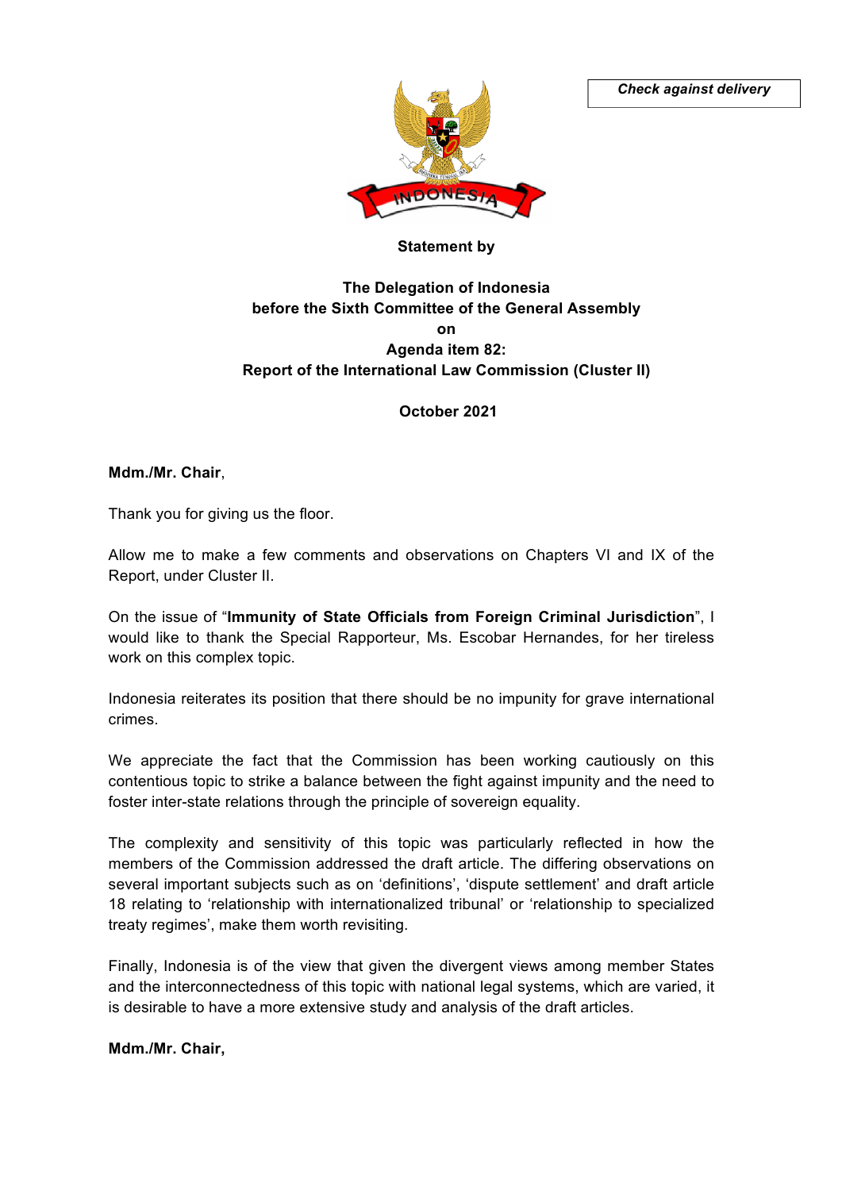*Check against delivery*

**Statement by**

**The Delegation of Indonesia**
**before the Sixth Committee of the General Assembly**
**on**
**Agenda item 82:**
**Report of the International Law Commission (Cluster II)**

**October 2021**

**Mdm./Mr. Chair**,

Thank you for giving us the floor.

Allow me to make a few comments and observations on Chapters VI and IX of the Report, under Cluster II.

On the issue of "**Immunity of State Officials from Foreign Criminal Jurisdiction**", I would like to thank the Special Rapporteur, Ms. Escobar Hernandes, for her tireless work on this complex topic.

Indonesia reiterates its position that there should be no impunity for grave international crimes.

We appreciate the fact that the Commission has been working cautiously on this contentious topic to strike a balance between the fight against impunity and the need to foster inter-state relations through the principle of sovereign equality.

The complexity and sensitivity of this topic was particularly reflected in how the members of the Commission addressed the draft article. The differing observations on several important subjects such as on 'definitions', 'dispute settlement' and draft article 18 relating to 'relationship with internationalized tribunal' or 'relationship to specialized treaty regimes', make them worth revisiting.

Finally, Indonesia is of the view that given the divergent views among member States and the interconnectedness of this topic with national legal systems, which are varied, it is desirable to have a more extensive study and analysis of the draft articles.

**Mdm./Mr. Chair,**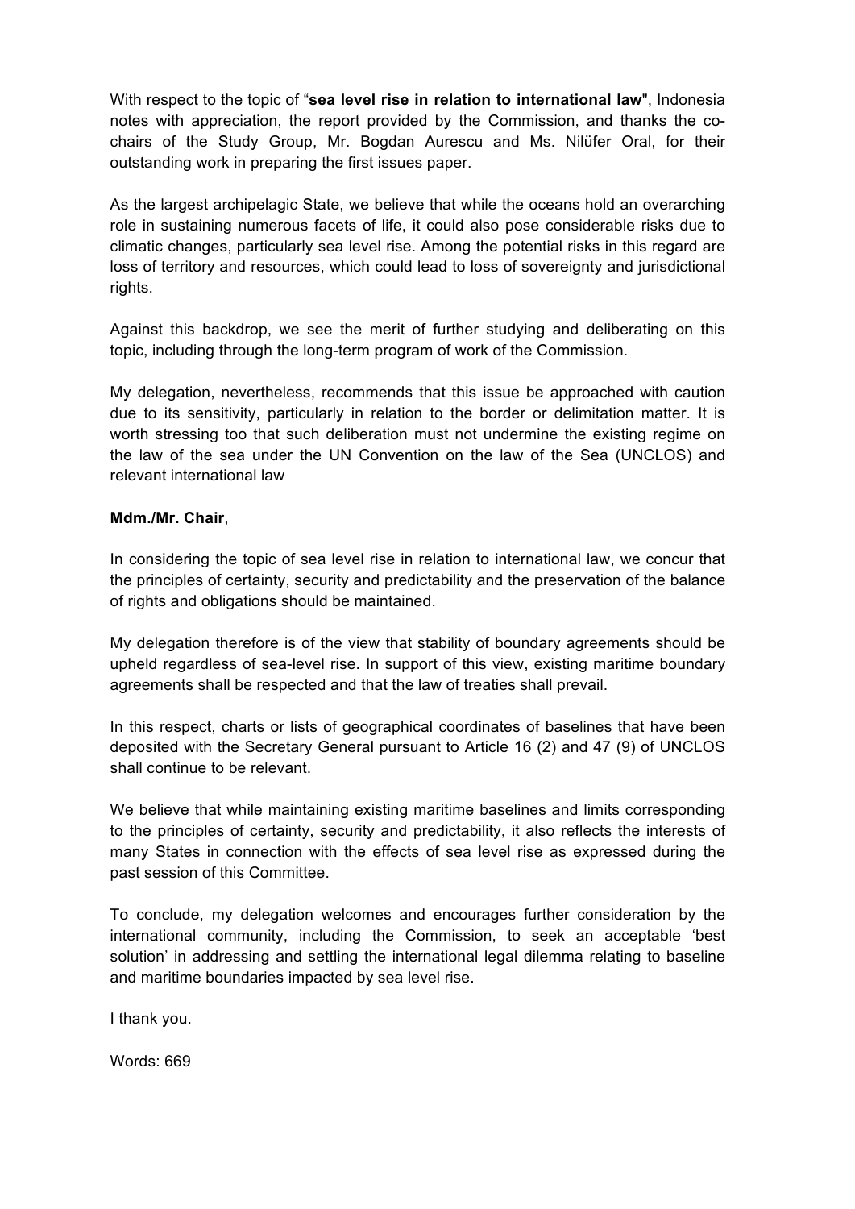With respect to the topic of "**sea level rise in relation to international law**", Indonesia notes with appreciation, the report provided by the Commission, and thanks the co-chairs of the Study Group, Mr. Bogdan Aurescu and Ms. Nilüfer Oral, for their outstanding work in preparing the first issues paper.

As the largest archipelagic State, we believe that while the oceans hold an overarching role in sustaining numerous facets of life, it could also pose considerable risks due to climatic changes, particularly sea level rise. Among the potential risks in this regard are loss of territory and resources, which could lead to loss of sovereignty and jurisdictional rights.

Against this backdrop, we see the merit of further studying and deliberating on this topic, including through the long-term program of work of the Commission.

My delegation, nevertheless, recommends that this issue be approached with caution due to its sensitivity, particularly in relation to the border or delimitation matter. It is worth stressing too that such deliberation must not undermine the existing regime on the law of the sea under the UN Convention on the law of the Sea (UNCLOS) and relevant international law

**Mdm./Mr. Chair**,

In considering the topic of sea level rise in relation to international law, we concur that the principles of certainty, security and predictability and the preservation of the balance of rights and obligations should be maintained.

My delegation therefore is of the view that stability of boundary agreements should be upheld regardless of sea-level rise. In support of this view, existing maritime boundary agreements shall be respected and that the law of treaties shall prevail.

In this respect, charts or lists of geographical coordinates of baselines that have been deposited with the Secretary General pursuant to Article 16 (2) and 47 (9) of UNCLOS shall continue to be relevant.

We believe that while maintaining existing maritime baselines and limits corresponding to the principles of certainty, security and predictability, it also reflects the interests of many States in connection with the effects of sea level rise as expressed during the past session of this Committee.

To conclude, my delegation welcomes and encourages further consideration by the international community, including the Commission, to seek an acceptable 'best solution' in addressing and settling the international legal dilemma relating to baseline and maritime boundaries impacted by sea level rise.

I thank you.

Words: 669